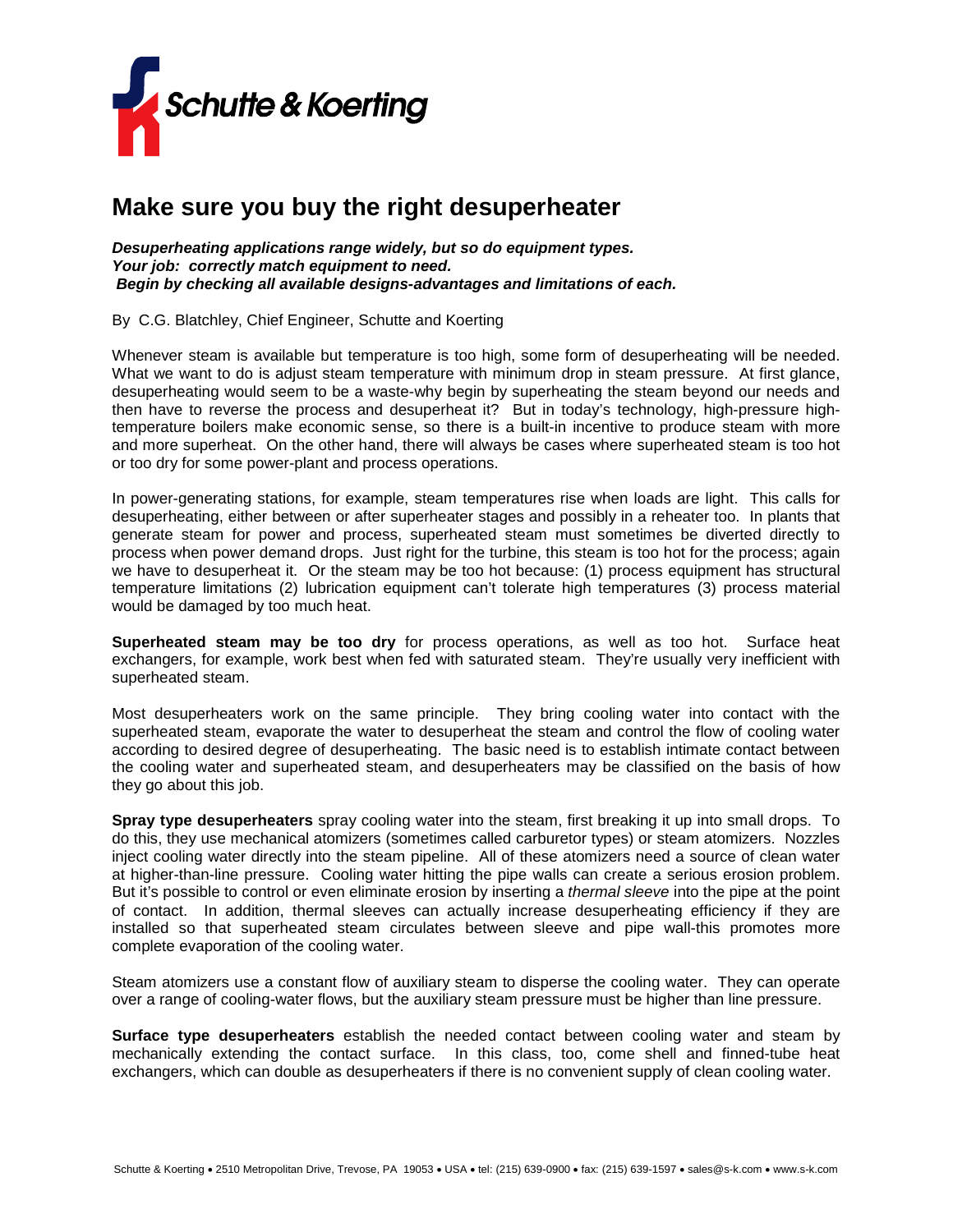Schutte & Koerting

# Make sure you buy the right desuperheater

***Desuperheating applications range widely, but so do equipment types.***
***Your job: correctly match equipment to need.***
***Begin by checking all available designs-advantages and limitations of each.***

By C.G. Blatchley, Chief Engineer, Schutte and Koerting

Whenever steam is available but temperature is too high, some form of desuperheating will be needed. What we want to do is adjust steam temperature with minimum drop in steam pressure. At first glance, desuperheating would seem to be a waste-why begin by superheating the steam beyond our needs and then have to reverse the process and desuperheat it? But in today's technology, high-pressure high-temperature boilers make economic sense, so there is a built-in incentive to produce steam with more and more superheat. On the other hand, there will always be cases where superheated steam is too hot or too dry for some power-plant and process operations.

In power-generating stations, for example, steam temperatures rise when loads are light. This calls for desuperheating, either between or after superheater stages and possibly in a reheater too. In plants that generate steam for power and process, superheated steam must sometimes be diverted directly to process when power demand drops. Just right for the turbine, this steam is too hot for the process; again we have to desuperheat it. Or the steam may be too hot because: (1) process equipment has structural temperature limitations (2) lubrication equipment can't tolerate high temperatures (3) process material would be damaged by too much heat.

**Superheated steam may be too dry** for process operations, as well as too hot. Surface heat exchangers, for example, work best when fed with saturated steam. They're usually very inefficient with superheated steam.

Most desuperheaters work on the same principle. They bring cooling water into contact with the superheated steam, evaporate the water to desuperheat the steam and control the flow of cooling water according to desired degree of desuperheating. The basic need is to establish intimate contact between the cooling water and superheated steam, and desuperheaters may be classified on the basis of how they go about this job.

**Spray type desuperheaters** spray cooling water into the steam, first breaking it up into small drops. To do this, they use mechanical atomizers (sometimes called carburetor types) or steam atomizers. Nozzles inject cooling water directly into the steam pipeline. All of these atomizers need a source of clean water at higher-than-line pressure. Cooling water hitting the pipe walls can create a serious erosion problem. But it's possible to control or even eliminate erosion by inserting a *thermal sleeve* into the pipe at the point of contact. In addition, thermal sleeves can actually increase desuperheating efficiency if they are installed so that superheated steam circulates between sleeve and pipe wall-this promotes more complete evaporation of the cooling water.

Steam atomizers use a constant flow of auxiliary steam to disperse the cooling water. They can operate over a range of cooling-water flows, but the auxiliary steam pressure must be higher than line pressure.

**Surface type desuperheaters** establish the needed contact between cooling water and steam by mechanically extending the contact surface. In this class, too, come shell and finned-tube heat exchangers, which can double as desuperheaters if there is no convenient supply of clean cooling water.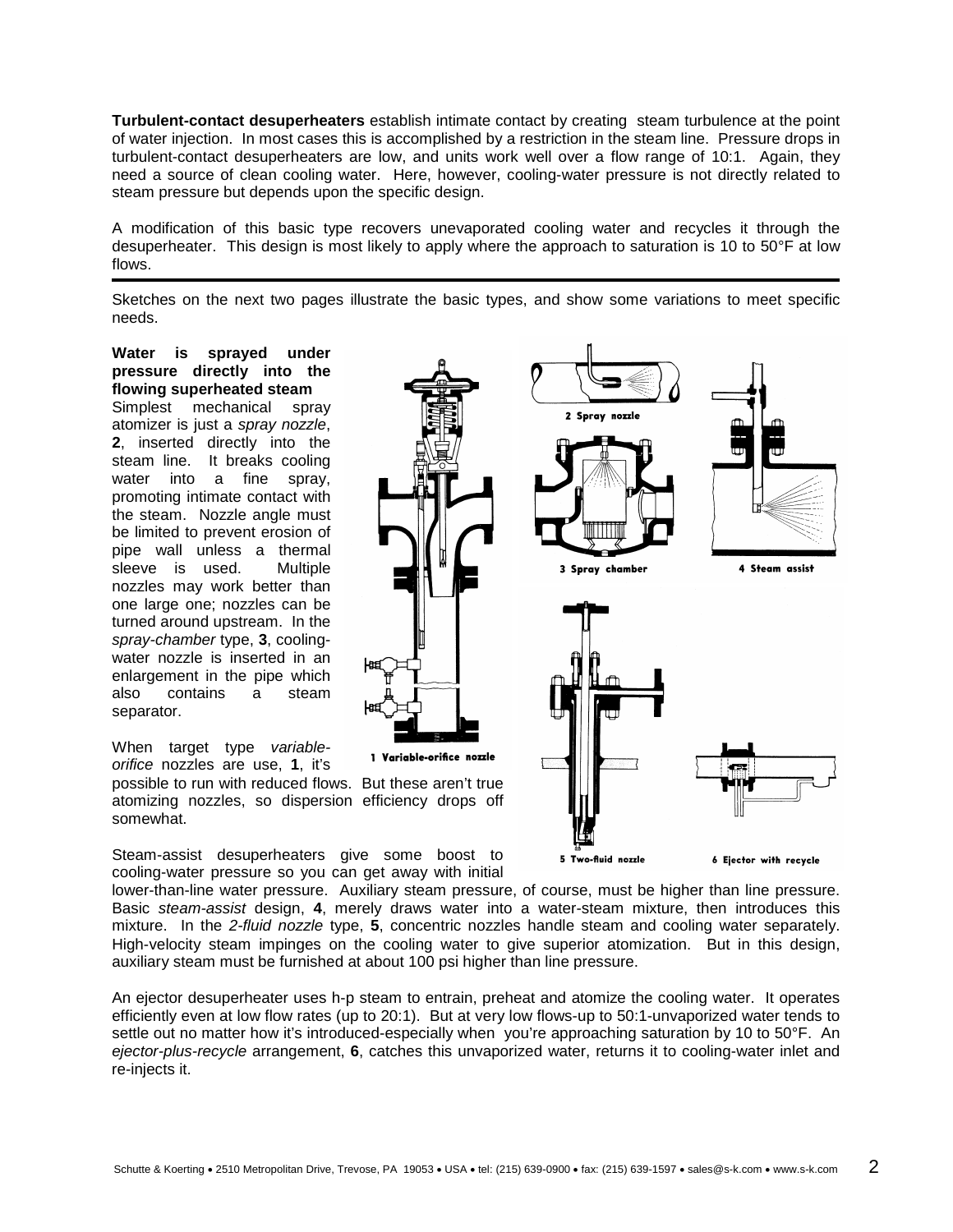**Turbulent-contact desuperheaters** establish intimate contact by creating steam turbulence at the point of water injection. In most cases this is accomplished by a restriction in the steam line. Pressure drops in turbulent-contact desuperheaters are low, and units work well over a flow range of 10:1. Again, they need a source of clean cooling water. Here, however, cooling-water pressure is not directly related to steam pressure but depends upon the specific design.

A modification of this basic type recovers unevaporated cooling water and recycles it through the desuperheater. This design is most likely to apply where the approach to saturation is 10 to 50°F at low flows.

---

Sketches on the next two pages illustrate the basic types, and show some variations to meet specific needs.

**Water is sprayed under pressure directly into the flowing superheated steam**
Simplest mechanical spray atomizer is just a *spray nozzle*, **2**, inserted directly into the steam line. It breaks cooling water into a fine spray, promoting intimate contact with the steam. Nozzle angle must be limited to prevent erosion of pipe wall unless a thermal sleeve is used. Multiple nozzles may work better than one large one; nozzles can be turned around upstream. In the *spray-chamber* type, **3**, cooling-water nozzle is inserted in an enlargement in the pipe which also contains a steam separator.

When target type *variable-orifice* nozzles are use, **1**, it's possible to run with reduced flows. But these aren't true atomizing nozzles, so dispersion efficiency drops off somewhat.

1 Variable-orifice nozzle

2 Spray nozzle

3 Spray chamber

4 Steam assist

5 Two-fluid nozzle

6 Ejector with recycle

Steam-assist desuperheaters give some boost to cooling-water pressure so you can get away with initial lower-than-line water pressure. Auxiliary steam pressure, of course, must be higher than line pressure. Basic *steam-assist* design, **4**, merely draws water into a water-steam mixture, then introduces this mixture. In the *2-fluid nozzle* type, **5**, concentric nozzles handle steam and cooling water separately. High-velocity steam impinges on the cooling water to give superior atomization. But in this design, auxiliary steam must be furnished at about 100 psi higher than line pressure.

An ejector desuperheater uses h-p steam to entrain, preheat and atomize the cooling water. It operates efficiently even at low flow rates (up to 20:1). But at very low flows-up to 50:1-unvaporized water tends to settle out no matter how it's introduced-especially when you're approaching saturation by 10 to 50°F. An *ejector-plus-recycle* arrangement, **6**, catches this unvaporized water, returns it to cooling-water inlet and re-injects it.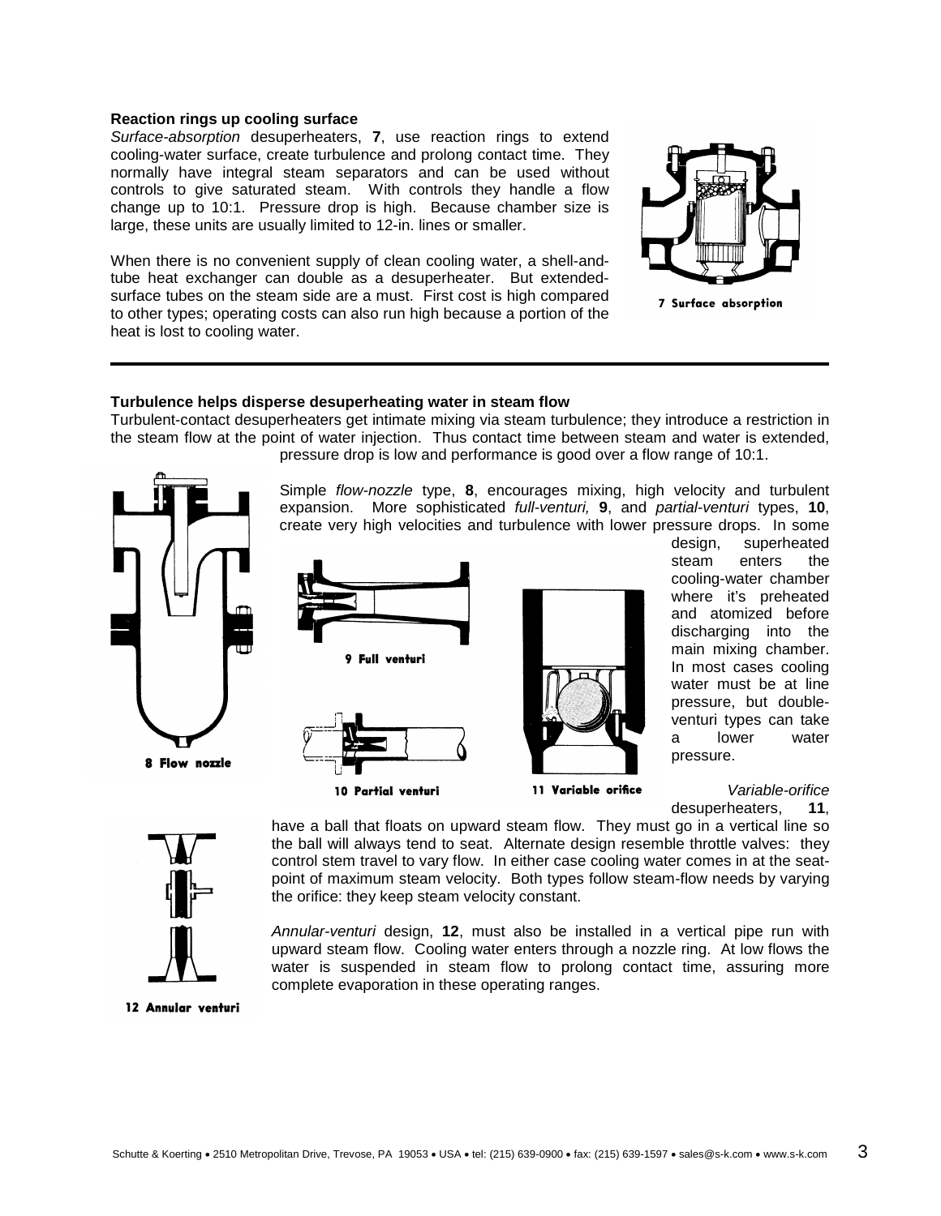### Reaction rings up cooling surface

*Surface-absorption* desuperheaters, **7**, use reaction rings to extend cooling-water surface, create turbulence and prolong contact time. They normally have integral steam separators and can be used without controls to give saturated steam. With controls they handle a flow change up to 10:1. Pressure drop is high. Because chamber size is large, these units are usually limited to 12-in. lines or smaller.

When there is no convenient supply of clean cooling water, a shell-and-tube heat exchanger can double as a desuperheater. But extended-surface tubes on the steam side are a must. First cost is high compared to other types; operating costs can also run high because a portion of the heat is lost to cooling water.

7 Surface absorption

---

### Turbulence helps disperse desuperheating water in steam flow

Turbulent-contact desuperheaters get intimate mixing via steam turbulence; they introduce a restriction in the steam flow at the point of water injection. Thus contact time between steam and water is extended, pressure drop is low and performance is good over a flow range of 10:1.

Simple *flow-nozzle* type, **8**, encourages mixing, high velocity and turbulent expansion. More sophisticated *full-venturi,* **9**, and *partial-venturi* types, **10**, create very high velocities and turbulence with lower pressure drops. In some design, superheated steam enters the cooling-water chamber where it's preheated and atomized before discharging into the main mixing chamber. In most cases cooling water must be at line pressure, but double-venturi types can take a lower water pressure.

8 Flow nozzle

9 Full venturi

10 Partial venturi

11 Variable orifice

*Variable-orifice* desuperheaters, **11**, have a ball that floats on upward steam flow. They must go in a vertical line so the ball will always tend to seat. Alternate design resemble throttle valves: they control stem travel to vary flow. In either case cooling water comes in at the seat-point of maximum steam velocity. Both types follow steam-flow needs by varying the orifice: they keep steam velocity constant.

*Annular-venturi* design, **12**, must also be installed in a vertical pipe run with upward steam flow. Cooling water enters through a nozzle ring. At low flows the water is suspended in steam flow to prolong contact time, assuring more complete evaporation in these operating ranges.

12 Annular venturi

Schutte & Koerting • 2510 Metropolitan Drive, Trevose, PA 19053 • USA • tel: (215) 639-0900 • fax: (215) 639-1597 • sales@s-k.com • www.s-k.com